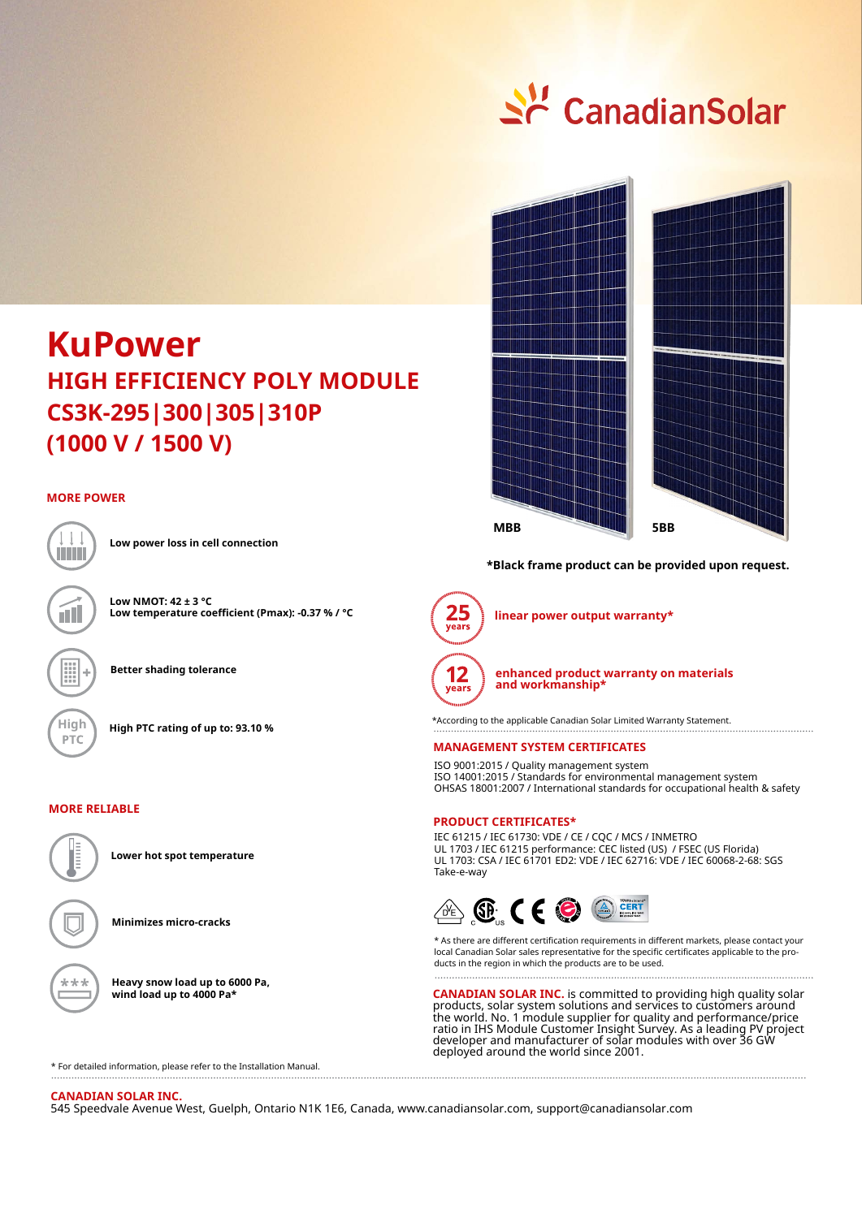CanadianSolar

# KuPower

## HIGH EFFICIENCY POLY MODULE
## CS3K-295|300|305|310P
## (1000 V / 1500 V)

MBB 5BB

**\*Black frame product can be provided upon request.**

### MORE POWER

**Low power loss in cell connection**

**Low NMOT: 42 ± 3 °C**
**Low temperature coefficient (Pmax): -0.37 % / °C**

**Better shading tolerance**

**High PTC rating of up to: 93.10 %**

### MORE RELIABLE

**Lower hot spot temperature**

**Minimizes micro-cracks**

**Heavy snow load up to 6000 Pa, wind load up to 4000 Pa***

\* For detailed information, please refer to the Installation Manual.

**25 years** linear power output warranty*

**12 years** enhanced product warranty on materials and workmanship*

*According to the applicable Canadian Solar Limited Warranty Statement.

### MANAGEMENT SYSTEM CERTIFICATES

ISO 9001:2015 / Quality management system
ISO 14001:2015 / Standards for environmental management system
OHSAS 18001:2007 / International standards for occupational health & safety

### PRODUCT CERTIFICATES*

IEC 61215 / IEC 61730: VDE / CE / CQC / MCS / INMETRO
UL 1703 / IEC 61215 performance: CEC listed (US) / FSEC (US Florida)
UL 1703: CSA / IEC 61701 ED2: VDE / IEC 62716: VDE / IEC 60068-2-68: SGS
Take-e-way

\* As there are different certification requirements in different markets, please contact your local Canadian Solar sales representative for the specific certificates applicable to the products in the region in which the products are to be used.

**CANADIAN SOLAR INC.** is committed to providing high quality solar products, solar system solutions and services to customers around the world. No. 1 module supplier for quality and performance/price ratio in IHS Module Customer Insight Survey. As a leading PV project developer and manufacturer of solar modules with over 36 GW deployed around the world since 2001.

**CANADIAN SOLAR INC.**
545 Speedvale Avenue West, Guelph, Ontario N1K 1E6, Canada, www.canadiansolar.com, support@canadiansolar.com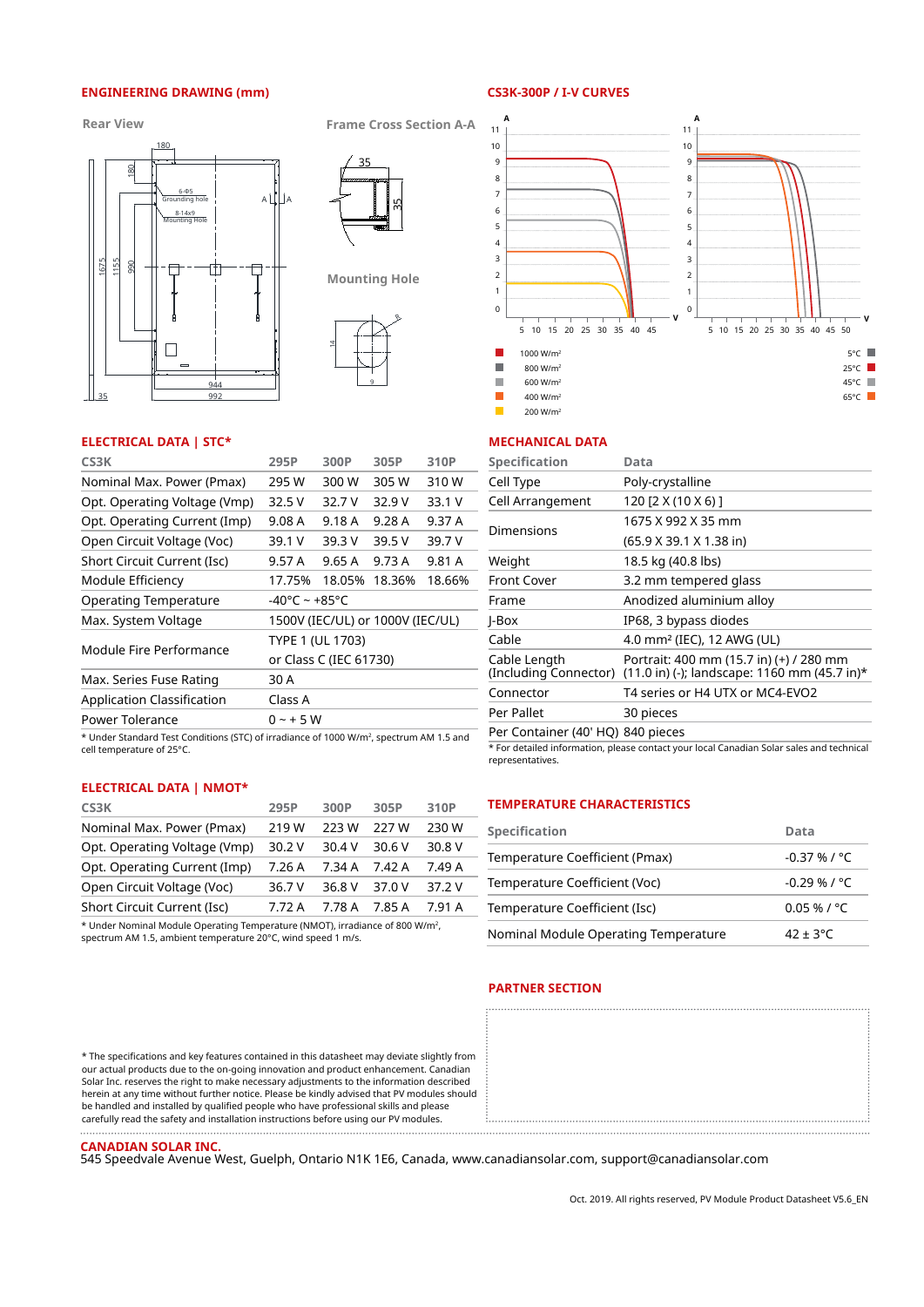## ENGINEERING DRAWING (mm)

Rear View

180

180

6-Φ5 Grounding hole

8-14x9 Mounting Hole

A A

1675

1155

990

944

992

35

Frame Cross Section A-A

35

35

Mounting Hole

14

9

## CS3K-300P / I-V CURVES

A

11 10 9 8 7 6 5 4 3 2 1 0

5 10 15 20 25 30 35 40 45 V

A

11 10 9 8 7 6 5 4 3 2 1 0

5 10 15 20 25 30 35 40 45 50 V

1000 W/m²
800 W/m²
600 W/m²
400 W/m²
200 W/m²

5°C
25°C
45°C
65°C

## ELECTRICAL DATA | STC*

| CS3K | 295P | 300P | 305P | 310P |
|---|---|---|---|---|
| Nominal Max. Power (Pmax) | 295 W | 300 W | 305 W | 310 W |
| Opt. Operating Voltage (Vmp) | 32.5 V | 32.7 V | 32.9 V | 33.1 V |
| Opt. Operating Current (Imp) | 9.08 A | 9.18 A | 9.28 A | 9.37 A |
| Open Circuit Voltage (Voc) | 39.1 V | 39.3 V | 39.5 V | 39.7 V |
| Short Circuit Current (Isc) | 9.57 A | 9.65 A | 9.73 A | 9.81 A |
| Module Efficiency | 17.75% | 18.05% | 18.36% | 18.66% |
| Operating Temperature | -40°C ~ +85°C | | | |
| Max. System Voltage | 1500V (IEC/UL) or 1000V (IEC/UL) | | | |
| Module Fire Performance | TYPE 1 (UL 1703) or Class C (IEC 61730) | | | |
| Max. Series Fuse Rating | 30 A | | | |
| Application Classification | Class A | | | |
| Power Tolerance | 0 ~ + 5 W | | | |

* Under Standard Test Conditions (STC) of irradiance of 1000 W/m², spectrum AM 1.5 and cell temperature of 25°C.

## ELECTRICAL DATA | NMOT*

| CS3K | 295P | 300P | 305P | 310P |
|---|---|---|---|---|
| Nominal Max. Power (Pmax) | 219 W | 223 W | 227 W | 230 W |
| Opt. Operating Voltage (Vmp) | 30.2 V | 30.4 V | 30.6 V | 30.8 V |
| Opt. Operating Current (Imp) | 7.26 A | 7.34 A | 7.42 A | 7.49 A |
| Open Circuit Voltage (Voc) | 36.7 V | 36.8 V | 37.0 V | 37.2 V |
| Short Circuit Current (Isc) | 7.72 A | 7.78 A | 7.85 A | 7.91 A |

* Under Nominal Module Operating Temperature (NMOT), irradiance of 800 W/m², spectrum AM 1.5, ambient temperature 20°C, wind speed 1 m/s.

## MECHANICAL DATA

| Specification | Data |
|---|---|
| Cell Type | Poly-crystalline |
| Cell Arrangement | 120 [2 X (10 X 6) ] |
| Dimensions | 1675 X 992 X 35 mm (65.9 X 39.1 X 1.38 in) |
| Weight | 18.5 kg (40.8 lbs) |
| Front Cover | 3.2 mm tempered glass |
| Frame | Anodized aluminium alloy |
| J-Box | IP68, 3 bypass diodes |
| Cable | 4.0 mm² (IEC), 12 AWG (UL) |
| Cable Length (Including Connector) | Portrait: 400 mm (15.7 in) (+) / 280 mm (11.0 in) (-); landscape: 1160 mm (45.7 in)* |
| Connector | T4 series or H4 UTX or MC4-EVO2 |
| Per Pallet | 30 pieces |
| Per Container (40' HQ) | 840 pieces |

* For detailed information, please contact your local Canadian Solar sales and technical representatives.

## TEMPERATURE CHARACTERISTICS

| Specification | Data |
|---|---|
| Temperature Coefficient (Pmax) | -0.37 % / °C |
| Temperature Coefficient (Voc) | -0.29 % / °C |
| Temperature Coefficient (Isc) | 0.05 % / °C |
| Nominal Module Operating Temperature | 42 ± 3°C |

## PARTNER SECTION

* The specifications and key features contained in this datasheet may deviate slightly from our actual products due to the on-going innovation and product enhancement. Canadian Solar Inc. reserves the right to make necessary adjustments to the information described herein at any time without further notice. Please be kindly advised that PV modules should be handled and installed by qualified people who have professional skills and please carefully read the safety and installation instructions before using our PV modules.

**CANADIAN SOLAR INC.**
545 Speedvale Avenue West, Guelph, Ontario N1K 1E6, Canada, www.canadiansolar.com, support@canadiansolar.com

Oct. 2019. All rights reserved, PV Module Product Datasheet V5.6_EN